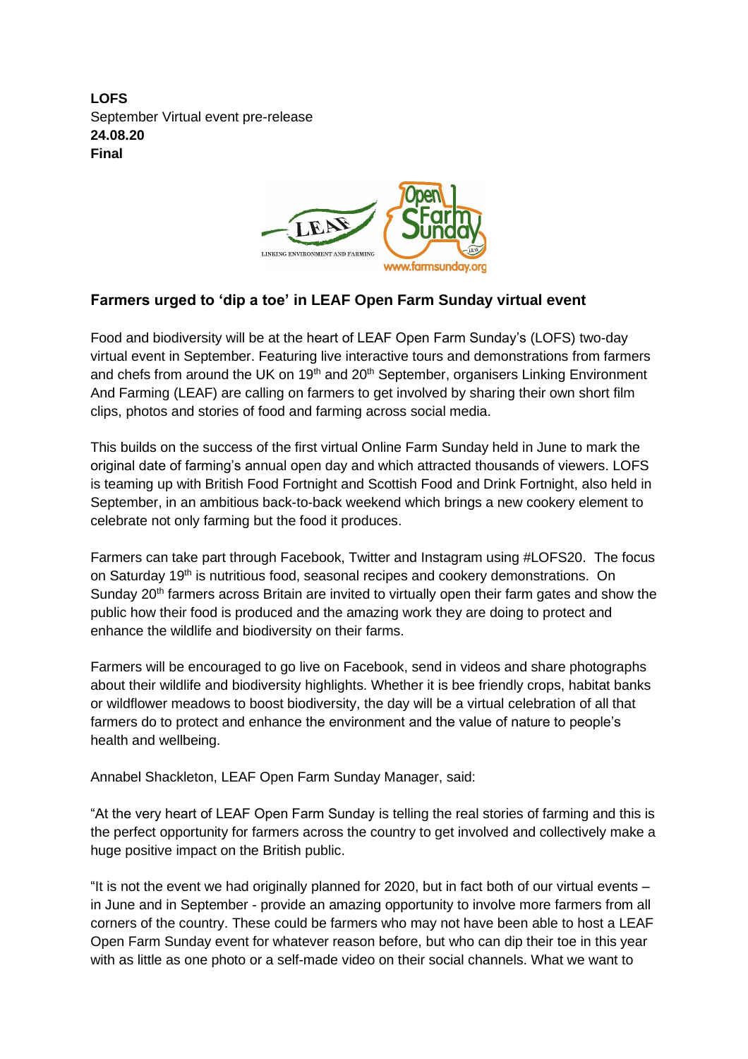**LOFS**
September Virtual event pre-release
**24.08.20**
**Final**

## Farmers urged to 'dip a toe' in LEAF Open Farm Sunday virtual event

Food and biodiversity will be at the heart of LEAF Open Farm Sunday's (LOFS) two-day virtual event in September. Featuring live interactive tours and demonstrations from farmers and chefs from around the UK on 19th and 20th September, organisers Linking Environment And Farming (LEAF) are calling on farmers to get involved by sharing their own short film clips, photos and stories of food and farming across social media.

This builds on the success of the first virtual Online Farm Sunday held in June to mark the original date of farming's annual open day and which attracted thousands of viewers. LOFS is teaming up with British Food Fortnight and Scottish Food and Drink Fortnight, also held in September, in an ambitious back-to-back weekend which brings a new cookery element to celebrate not only farming but the food it produces.

Farmers can take part through Facebook, Twitter and Instagram using #LOFS20. The focus on Saturday 19th is nutritious food, seasonal recipes and cookery demonstrations. On Sunday 20th farmers across Britain are invited to virtually open their farm gates and show the public how their food is produced and the amazing work they are doing to protect and enhance the wildlife and biodiversity on their farms.

Farmers will be encouraged to go live on Facebook, send in videos and share photographs about their wildlife and biodiversity highlights. Whether it is bee friendly crops, habitat banks or wildflower meadows to boost biodiversity, the day will be a virtual celebration of all that farmers do to protect and enhance the environment and the value of nature to people's health and wellbeing.

Annabel Shackleton, LEAF Open Farm Sunday Manager, said:

"At the very heart of LEAF Open Farm Sunday is telling the real stories of farming and this is the perfect opportunity for farmers across the country to get involved and collectively make a huge positive impact on the British public.

"It is not the event we had originally planned for 2020, but in fact both of our virtual events – in June and in September - provide an amazing opportunity to involve more farmers from all corners of the country. These could be farmers who may not have been able to host a LEAF Open Farm Sunday event for whatever reason before, but who can dip their toe in this year with as little as one photo or a self-made video on their social channels. What we want to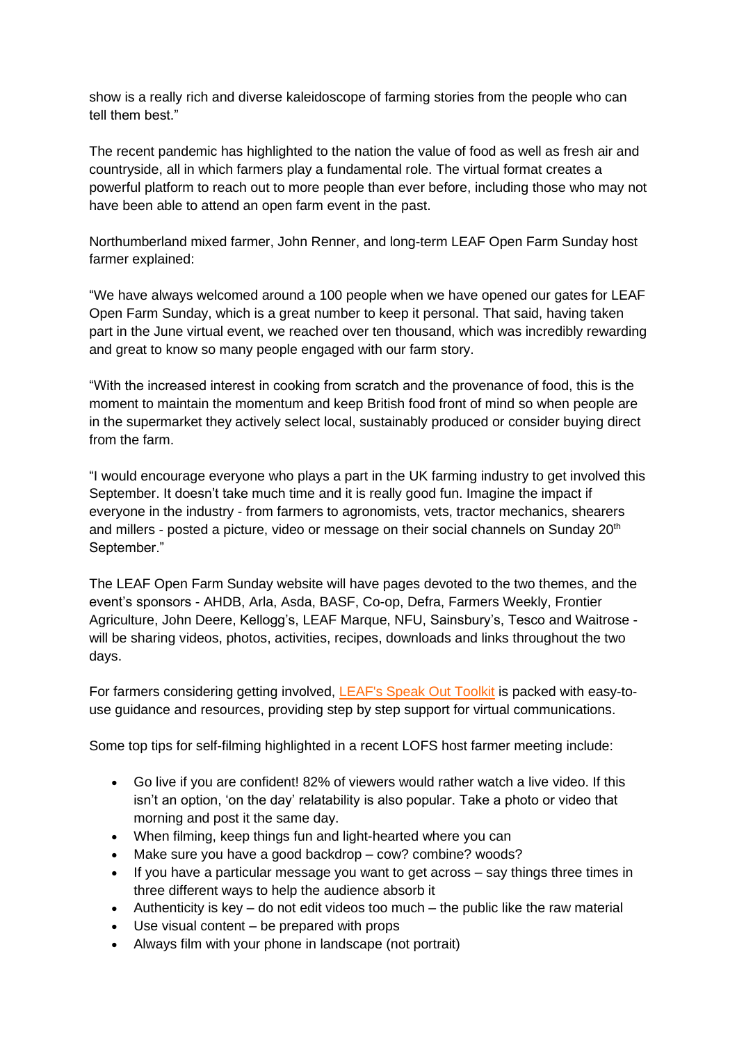show is a really rich and diverse kaleidoscope of farming stories from the people who can tell them best."

The recent pandemic has highlighted to the nation the value of food as well as fresh air and countryside, all in which farmers play a fundamental role. The virtual format creates a powerful platform to reach out to more people than ever before, including those who may not have been able to attend an open farm event in the past.

Northumberland mixed farmer, John Renner, and long-term LEAF Open Farm Sunday host farmer explained:

"We have always welcomed around a 100 people when we have opened our gates for LEAF Open Farm Sunday, which is a great number to keep it personal. That said, having taken part in the June virtual event, we reached over ten thousand, which was incredibly rewarding and great to know so many people engaged with our farm story.

"With the increased interest in cooking from scratch and the provenance of food, this is the moment to maintain the momentum and keep British food front of mind so when people are in the supermarket they actively select local, sustainably produced or consider buying direct from the farm.

"I would encourage everyone who plays a part in the UK farming industry to get involved this September. It doesn't take much time and it is really good fun. Imagine the impact if everyone in the industry - from farmers to agronomists, vets, tractor mechanics, shearers and millers - posted a picture, video or message on their social channels on Sunday 20th September."

The LEAF Open Farm Sunday website will have pages devoted to the two themes, and the event's sponsors - AHDB, Arla, Asda, BASF, Co-op, Defra, Farmers Weekly, Frontier Agriculture, John Deere, Kellogg's, LEAF Marque, NFU, Sainsbury's, Tesco and Waitrose - will be sharing videos, photos, activities, recipes, downloads and links throughout the two days.

For farmers considering getting involved, LEAF's Speak Out Toolkit is packed with easy-to-use guidance and resources, providing step by step support for virtual communications.

Some top tips for self-filming highlighted in a recent LOFS host farmer meeting include:

- Go live if you are confident! 82% of viewers would rather watch a live video. If this isn't an option, 'on the day' relatability is also popular. Take a photo or video that morning and post it the same day.
- When filming, keep things fun and light-hearted where you can
- Make sure you have a good backdrop – cow? combine? woods?
- If you have a particular message you want to get across – say things three times in three different ways to help the audience absorb it
- Authenticity is key – do not edit videos too much – the public like the raw material
- Use visual content – be prepared with props
- Always film with your phone in landscape (not portrait)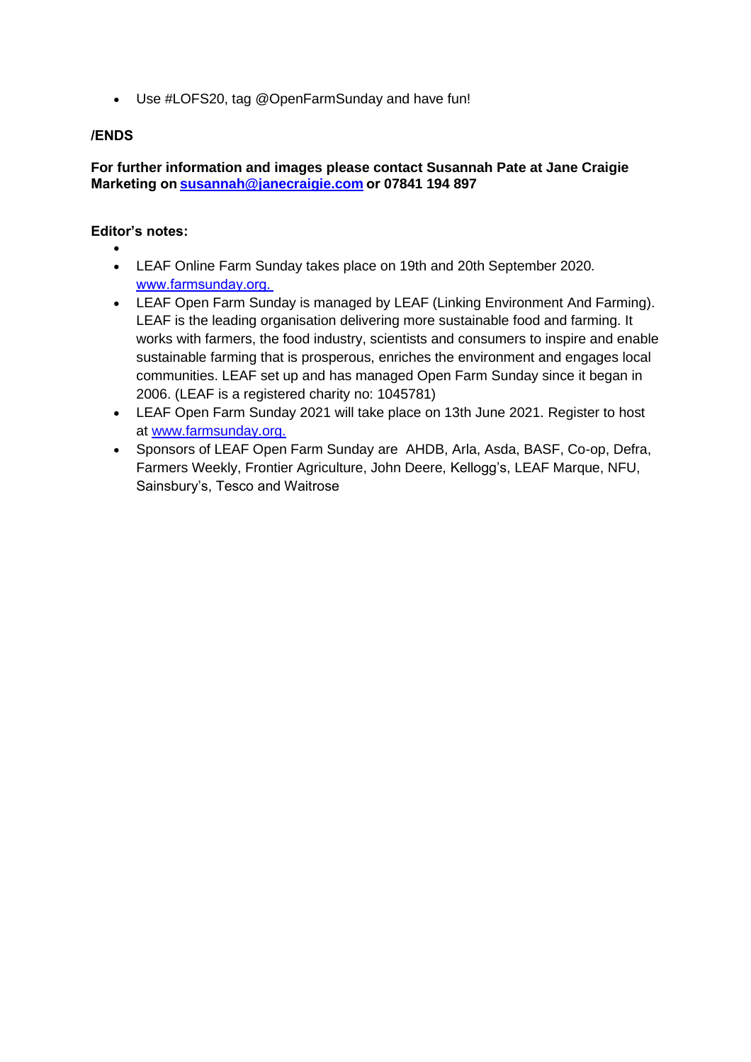- Use #LOFS20, tag @OpenFarmSunday and have fun!

**/ENDS**

**For further information and images please contact Susannah Pate at Jane Craigie Marketing on susannah@janecraigie.com or 07841 194 897**

**Editor's notes:**

- 
- LEAF Online Farm Sunday takes place on 19th and 20th September 2020. www.farmsunday.org.
- LEAF Open Farm Sunday is managed by LEAF (Linking Environment And Farming). LEAF is the leading organisation delivering more sustainable food and farming. It works with farmers, the food industry, scientists and consumers to inspire and enable sustainable farming that is prosperous, enriches the environment and engages local communities. LEAF set up and has managed Open Farm Sunday since it began in 2006. (LEAF is a registered charity no: 1045781)
- LEAF Open Farm Sunday 2021 will take place on 13th June 2021. Register to host at www.farmsunday.org.
- Sponsors of LEAF Open Farm Sunday are AHDB, Arla, Asda, BASF, Co-op, Defra, Farmers Weekly, Frontier Agriculture, John Deere, Kellogg's, LEAF Marque, NFU, Sainsbury's, Tesco and Waitrose